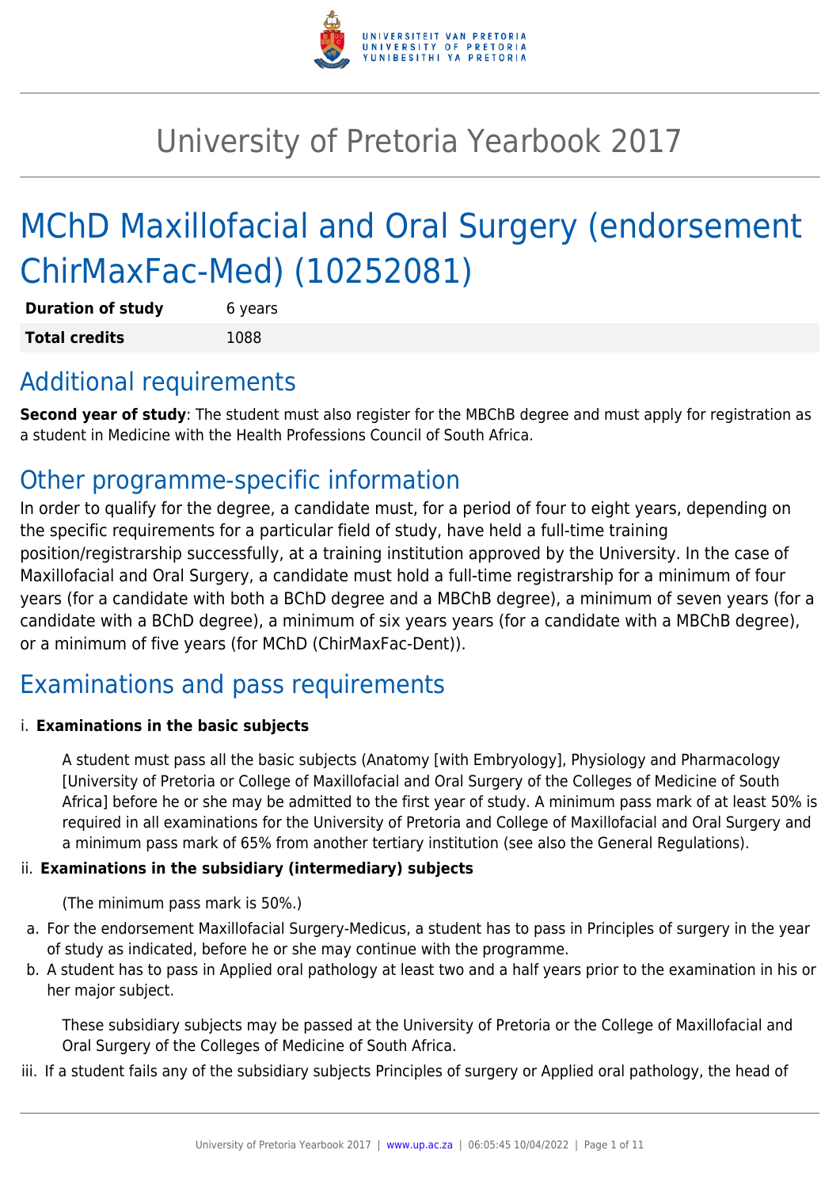# University of Pretoria Yearbook 2017

# MChD Maxillofacial and Oral Surgery (endorsement ChirMaxFac-Med) (10252081)

| **Duration of study** | 6 years |
| --- | --- |
| **Total credits** | 1088 |

## Additional requirements

**Second year of study**: The student must also register for the MBChB degree and must apply for registration as a student in Medicine with the Health Professions Council of South Africa.

## Other programme-specific information

In order to qualify for the degree, a candidate must, for a period of four to eight years, depending on the specific requirements for a particular field of study, have held a full-time training position/registrarship successfully, at a training institution approved by the University. In the case of Maxillofacial and Oral Surgery, a candidate must hold a full-time registrarship for a minimum of four years (for a candidate with both a BChD degree and a MBChB degree), a minimum of seven years (for a candidate with a BChD degree), a minimum of six years years (for a candidate with a MBChB degree), or a minimum of five years (for MChD (ChirMaxFac-Dent)).

## Examinations and pass requirements

i. **Examinations in the basic subjects**

A student must pass all the basic subjects (Anatomy [with Embryology], Physiology and Pharmacology [University of Pretoria or College of Maxillofacial and Oral Surgery of the Colleges of Medicine of South Africa] before he or she may be admitted to the first year of study. A minimum pass mark of at least 50% is required in all examinations for the University of Pretoria and College of Maxillofacial and Oral Surgery and a minimum pass mark of 65% from another tertiary institution (see also the General Regulations).

ii. **Examinations in the subsidiary (intermediary) subjects**

(The minimum pass mark is 50%.)

a. For the endorsement Maxillofacial Surgery-Medicus, a student has to pass in Principles of surgery in the year of study as indicated, before he or she may continue with the programme.
b. A student has to pass in Applied oral pathology at least two and a half years prior to the examination in his or her major subject.

These subsidiary subjects may be passed at the University of Pretoria or the College of Maxillofacial and Oral Surgery of the Colleges of Medicine of South Africa.

iii. If a student fails any of the subsidiary subjects Principles of surgery or Applied oral pathology, the head of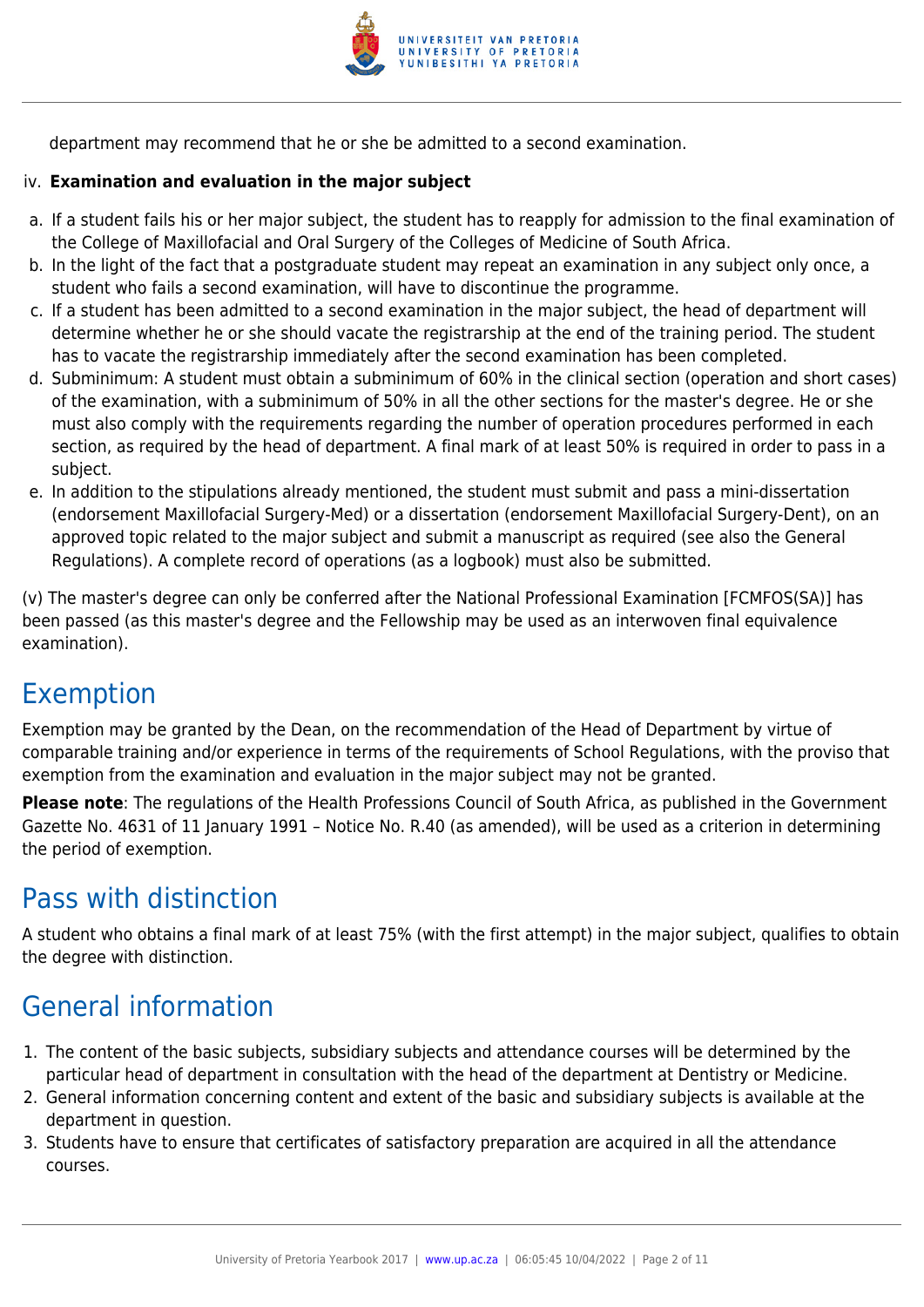department may recommend that he or she be admitted to a second examination.

iv. **Examination and evaluation in the major subject**

a. If a student fails his or her major subject, the student has to reapply for admission to the final examination of the College of Maxillofacial and Oral Surgery of the Colleges of Medicine of South Africa.
b. In the light of the fact that a postgraduate student may repeat an examination in any subject only once, a student who fails a second examination, will have to discontinue the programme.
c. If a student has been admitted to a second examination in the major subject, the head of department will determine whether he or she should vacate the registrarship at the end of the training period. The student has to vacate the registrarship immediately after the second examination has been completed.
d. Subminimum: A student must obtain a subminimum of 60% in the clinical section (operation and short cases) of the examination, with a subminimum of 50% in all the other sections for the master's degree. He or she must also comply with the requirements regarding the number of operation procedures performed in each section, as required by the head of department. A final mark of at least 50% is required in order to pass in a subject.
e. In addition to the stipulations already mentioned, the student must submit and pass a mini-dissertation (endorsement Maxillofacial Surgery-Med) or a dissertation (endorsement Maxillofacial Surgery-Dent), on an approved topic related to the major subject and submit a manuscript as required (see also the General Regulations). A complete record of operations (as a logbook) must also be submitted.

(v) The master's degree can only be conferred after the National Professional Examination [FCMFOS(SA)] has been passed (as this master's degree and the Fellowship may be used as an interwoven final equivalence examination).

## Exemption

Exemption may be granted by the Dean, on the recommendation of the Head of Department by virtue of comparable training and/or experience in terms of the requirements of School Regulations, with the proviso that exemption from the examination and evaluation in the major subject may not be granted.

**Please note**: The regulations of the Health Professions Council of South Africa, as published in the Government Gazette No. 4631 of 11 January 1991 – Notice No. R.40 (as amended), will be used as a criterion in determining the period of exemption.

## Pass with distinction

A student who obtains a final mark of at least 75% (with the first attempt) in the major subject, qualifies to obtain the degree with distinction.

## General information

1. The content of the basic subjects, subsidiary subjects and attendance courses will be determined by the particular head of department in consultation with the head of the department at Dentistry or Medicine.
2. General information concerning content and extent of the basic and subsidiary subjects is available at the department in question.
3. Students have to ensure that certificates of satisfactory preparation are acquired in all the attendance courses.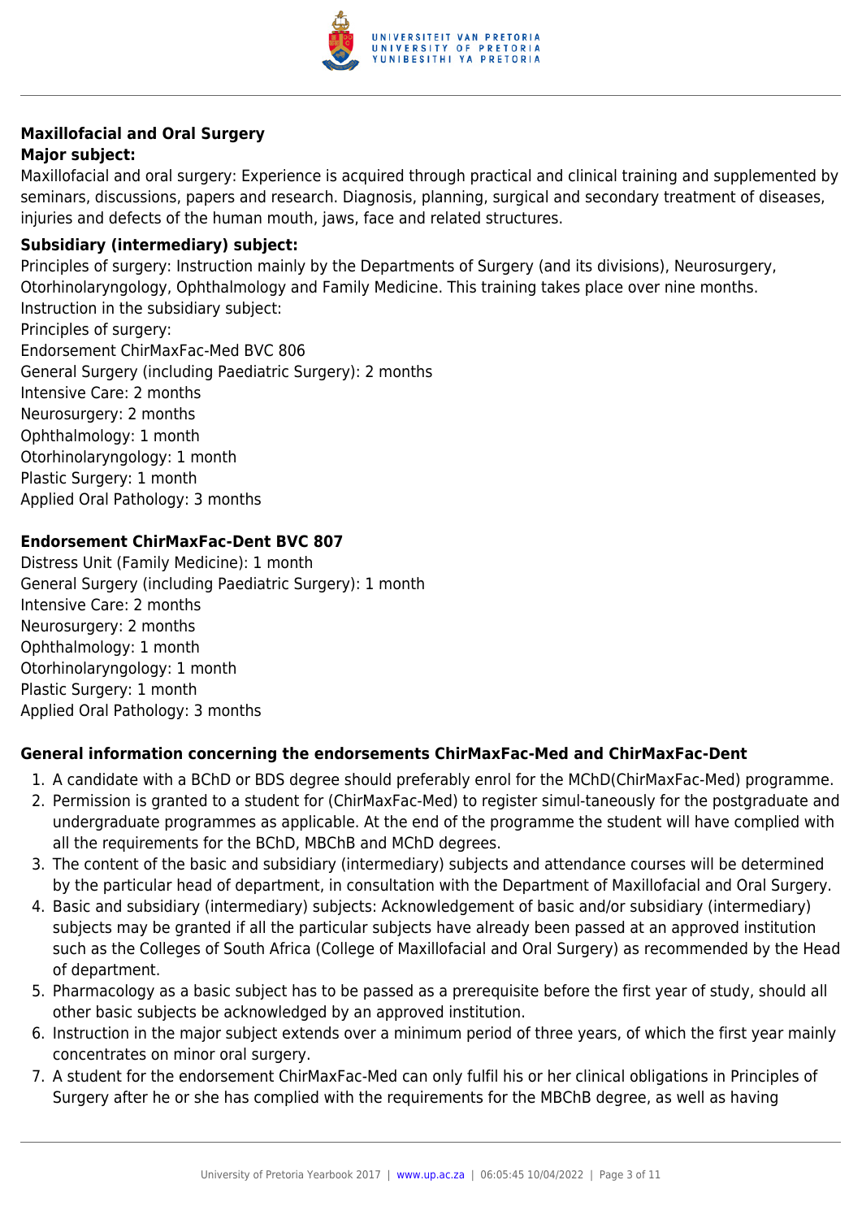### Maxillofacial and Oral Surgery

**Major subject:**

Maxillofacial and oral surgery: Experience is acquired through practical and clinical training and supplemented by seminars, discussions, papers and research. Diagnosis, planning, surgical and secondary treatment of diseases, injuries and defects of the human mouth, jaws, face and related structures.

**Subsidiary (intermediary) subject:**

Principles of surgery: Instruction mainly by the Departments of Surgery (and its divisions), Neurosurgery, Otorhinolaryngology, Ophthalmology and Family Medicine. This training takes place over nine months.
Instruction in the subsidiary subject:
Principles of surgery:
Endorsement ChirMaxFac-Med BVC 806
General Surgery (including Paediatric Surgery): 2 months
Intensive Care: 2 months
Neurosurgery: 2 months
Ophthalmology: 1 month
Otorhinolaryngology: 1 month
Plastic Surgery: 1 month
Applied Oral Pathology: 3 months

**Endorsement ChirMaxFac-Dent BVC 807**

Distress Unit (Family Medicine): 1 month
General Surgery (including Paediatric Surgery): 1 month
Intensive Care: 2 months
Neurosurgery: 2 months
Ophthalmology: 1 month
Otorhinolaryngology: 1 month
Plastic Surgery: 1 month
Applied Oral Pathology: 3 months

**General information concerning the endorsements ChirMaxFac-Med and ChirMaxFac-Dent**

1. A candidate with a BChD or BDS degree should preferably enrol for the MChD(ChirMaxFac-Med) programme.
2. Permission is granted to a student for (ChirMaxFac-Med) to register simul-taneously for the postgraduate and undergraduate programmes as applicable. At the end of the programme the student will have complied with all the requirements for the BChD, MBChB and MChD degrees.
3. The content of the basic and subsidiary (intermediary) subjects and attendance courses will be determined by the particular head of department, in consultation with the Department of Maxillofacial and Oral Surgery.
4. Basic and subsidiary (intermediary) subjects: Acknowledgement of basic and/or subsidiary (intermediary) subjects may be granted if all the particular subjects have already been passed at an approved institution such as the Colleges of South Africa (College of Maxillofacial and Oral Surgery) as recommended by the Head of department.
5. Pharmacology as a basic subject has to be passed as a prerequisite before the first year of study, should all other basic subjects be acknowledged by an approved institution.
6. Instruction in the major subject extends over a minimum period of three years, of which the first year mainly concentrates on minor oral surgery.
7. A student for the endorsement ChirMaxFac-Med can only fulfil his or her clinical obligations in Principles of Surgery after he or she has complied with the requirements for the MBChB degree, as well as having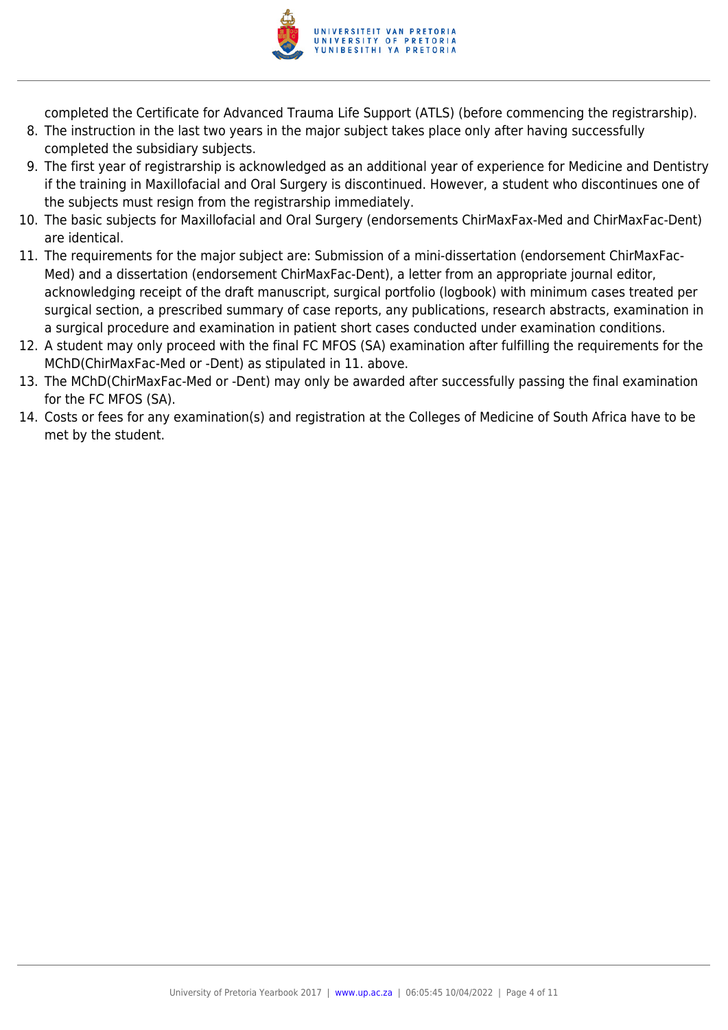completed the Certificate for Advanced Trauma Life Support (ATLS) (before commencing the registrarship).

8. The instruction in the last two years in the major subject takes place only after having successfully completed the subsidiary subjects.
9. The first year of registrarship is acknowledged as an additional year of experience for Medicine and Dentistry if the training in Maxillofacial and Oral Surgery is discontinued. However, a student who discontinues one of the subjects must resign from the registrarship immediately.
10. The basic subjects for Maxillofacial and Oral Surgery (endorsements ChirMaxFax-Med and ChirMaxFac-Dent) are identical.
11. The requirements for the major subject are: Submission of a mini-dissertation (endorsement ChirMaxFac-Med) and a dissertation (endorsement ChirMaxFac-Dent), a letter from an appropriate journal editor, acknowledging receipt of the draft manuscript, surgical portfolio (logbook) with minimum cases treated per surgical section, a prescribed summary of case reports, any publications, research abstracts, examination in a surgical procedure and examination in patient short cases conducted under examination conditions.
12. A student may only proceed with the final FC MFOS (SA) examination after fulfilling the requirements for the MChD(ChirMaxFac-Med or -Dent) as stipulated in 11. above.
13. The MChD(ChirMaxFac-Med or -Dent) may only be awarded after successfully passing the final examination for the FC MFOS (SA).
14. Costs or fees for any examination(s) and registration at the Colleges of Medicine of South Africa have to be met by the student.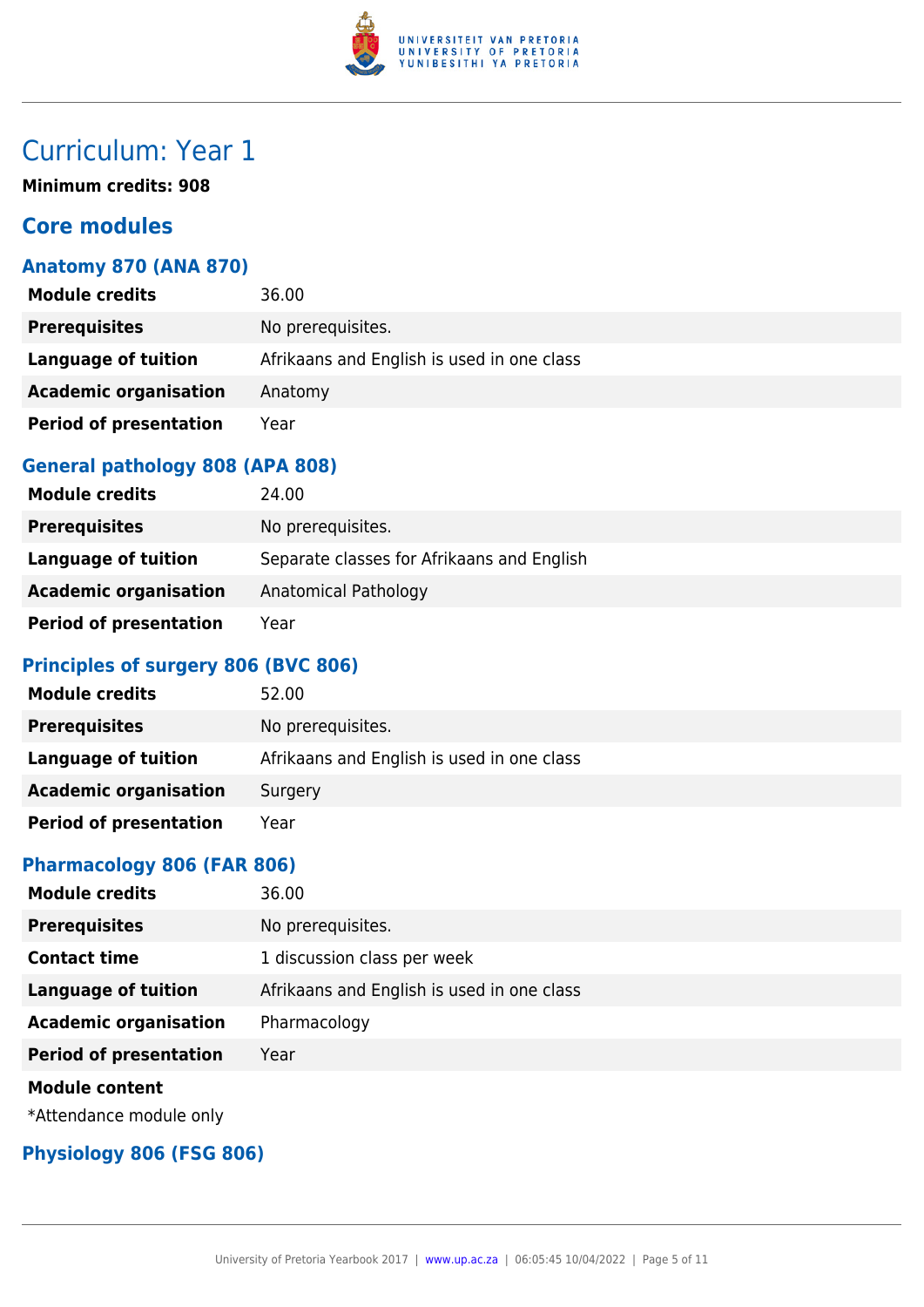# Curriculum: Year 1

**Minimum credits: 908**

## Core modules

### Anatomy 870 (ANA 870)

| | |
|---|---|
| **Module credits** | 36.00 |
| **Prerequisites** | No prerequisites. |
| **Language of tuition** | Afrikaans and English is used in one class |
| **Academic organisation** | Anatomy |
| **Period of presentation** | Year |

### General pathology 808 (APA 808)

| | |
|---|---|
| **Module credits** | 24.00 |
| **Prerequisites** | No prerequisites. |
| **Language of tuition** | Separate classes for Afrikaans and English |
| **Academic organisation** | Anatomical Pathology |
| **Period of presentation** | Year |

### Principles of surgery 806 (BVC 806)

| | |
|---|---|
| **Module credits** | 52.00 |
| **Prerequisites** | No prerequisites. |
| **Language of tuition** | Afrikaans and English is used in one class |
| **Academic organisation** | Surgery |
| **Period of presentation** | Year |

### Pharmacology 806 (FAR 806)

| | |
|---|---|
| **Module credits** | 36.00 |
| **Prerequisites** | No prerequisites. |
| **Contact time** | 1 discussion class per week |
| **Language of tuition** | Afrikaans and English is used in one class |
| **Academic organisation** | Pharmacology |
| **Period of presentation** | Year |

**Module content**

*Attendance module only

### Physiology 806 (FSG 806)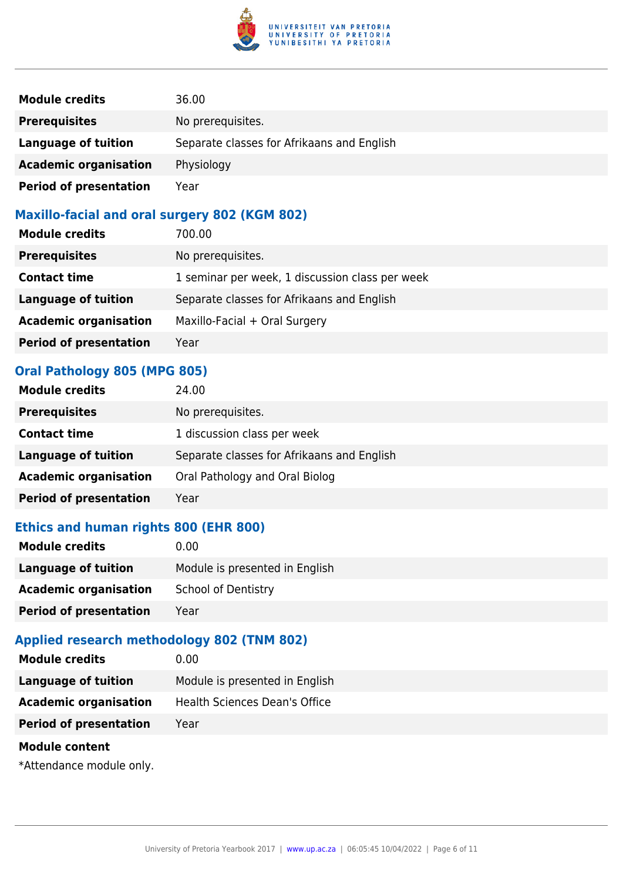| | |
|---|---|
| **Module credits** | 36.00 |
| **Prerequisites** | No prerequisites. |
| **Language of tuition** | Separate classes for Afrikaans and English |
| **Academic organisation** | Physiology |
| **Period of presentation** | Year |

### Maxillo-facial and oral surgery 802 (KGM 802)

| | |
|---|---|
| **Module credits** | 700.00 |
| **Prerequisites** | No prerequisites. |
| **Contact time** | 1 seminar per week, 1 discussion class per week |
| **Language of tuition** | Separate classes for Afrikaans and English |
| **Academic organisation** | Maxillo-Facial + Oral Surgery |
| **Period of presentation** | Year |

### Oral Pathology 805 (MPG 805)

| | |
|---|---|
| **Module credits** | 24.00 |
| **Prerequisites** | No prerequisites. |
| **Contact time** | 1 discussion class per week |
| **Language of tuition** | Separate classes for Afrikaans and English |
| **Academic organisation** | Oral Pathology and Oral Biolog |
| **Period of presentation** | Year |

### Ethics and human rights 800 (EHR 800)

| | |
|---|---|
| **Module credits** | 0.00 |
| **Language of tuition** | Module is presented in English |
| **Academic organisation** | School of Dentistry |
| **Period of presentation** | Year |

### Applied research methodology 802 (TNM 802)

| | |
|---|---|
| **Module credits** | 0.00 |
| **Language of tuition** | Module is presented in English |
| **Academic organisation** | Health Sciences Dean's Office |
| **Period of presentation** | Year |

**Module content**

*Attendance module only.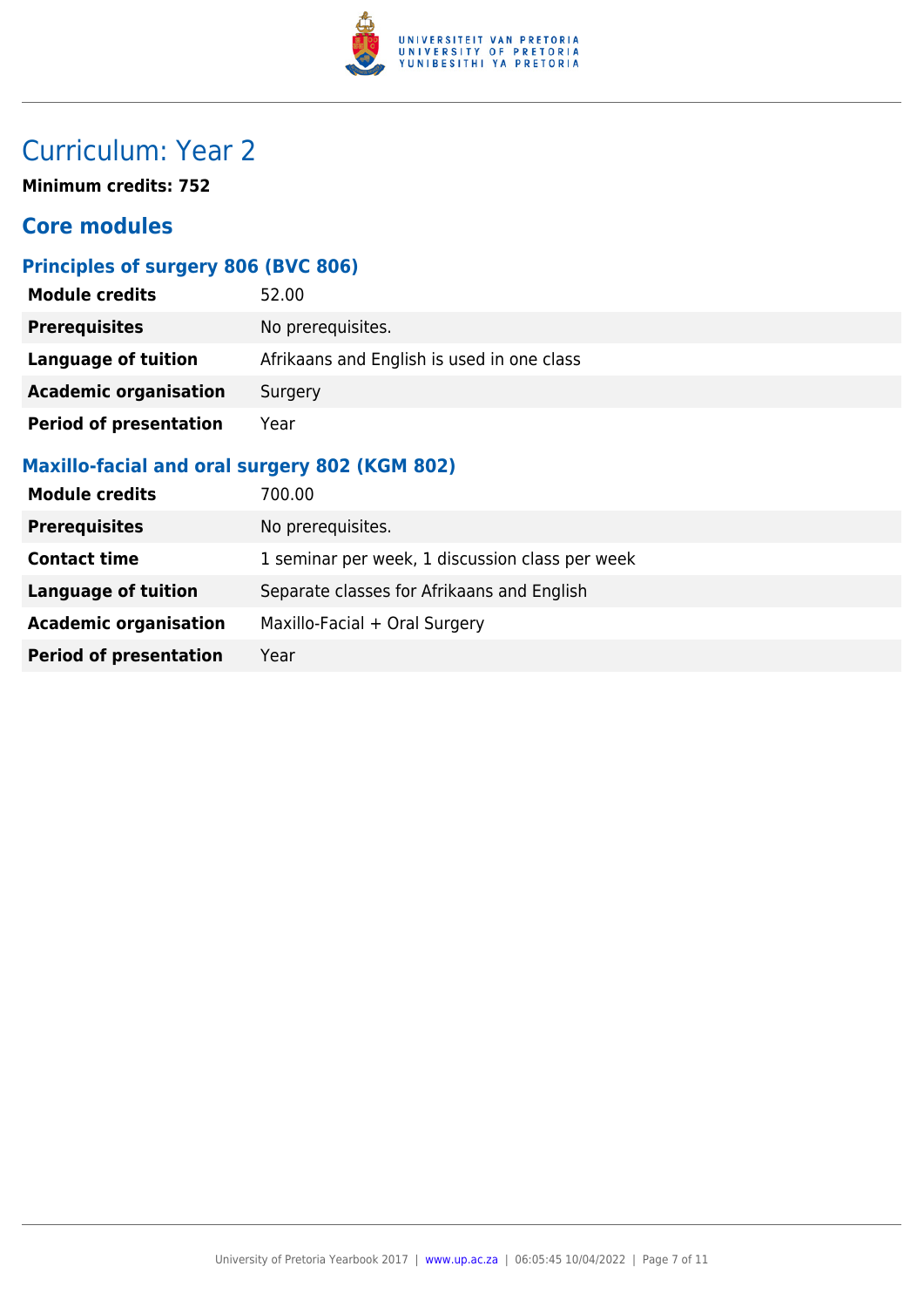# Curriculum: Year 2

**Minimum credits: 752**

## Core modules

### Principles of surgery 806 (BVC 806)

| | |
|---|---|
| **Module credits** | 52.00 |
| **Prerequisites** | No prerequisites. |
| **Language of tuition** | Afrikaans and English is used in one class |
| **Academic organisation** | Surgery |
| **Period of presentation** | Year |

### Maxillo-facial and oral surgery 802 (KGM 802)

| | |
|---|---|
| **Module credits** | 700.00 |
| **Prerequisites** | No prerequisites. |
| **Contact time** | 1 seminar per week, 1 discussion class per week |
| **Language of tuition** | Separate classes for Afrikaans and English |
| **Academic organisation** | Maxillo-Facial + Oral Surgery |
| **Period of presentation** | Year |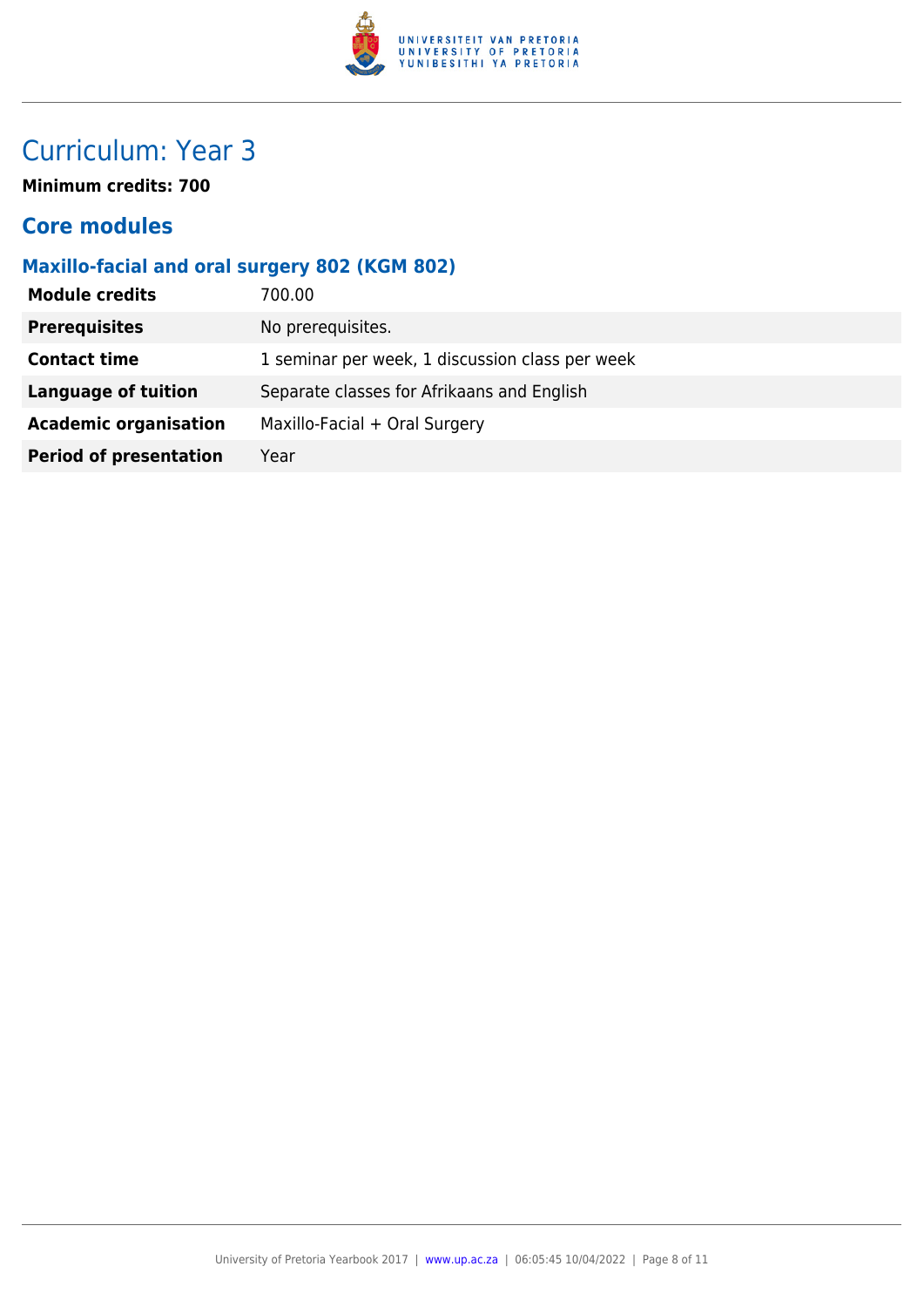# Curriculum: Year 3

**Minimum credits: 700**

## Core modules

### Maxillo-facial and oral surgery 802 (KGM 802)

| | |
|---|---|
| **Module credits** | 700.00 |
| **Prerequisites** | No prerequisites. |
| **Contact time** | 1 seminar per week, 1 discussion class per week |
| **Language of tuition** | Separate classes for Afrikaans and English |
| **Academic organisation** | Maxillo-Facial + Oral Surgery |
| **Period of presentation** | Year |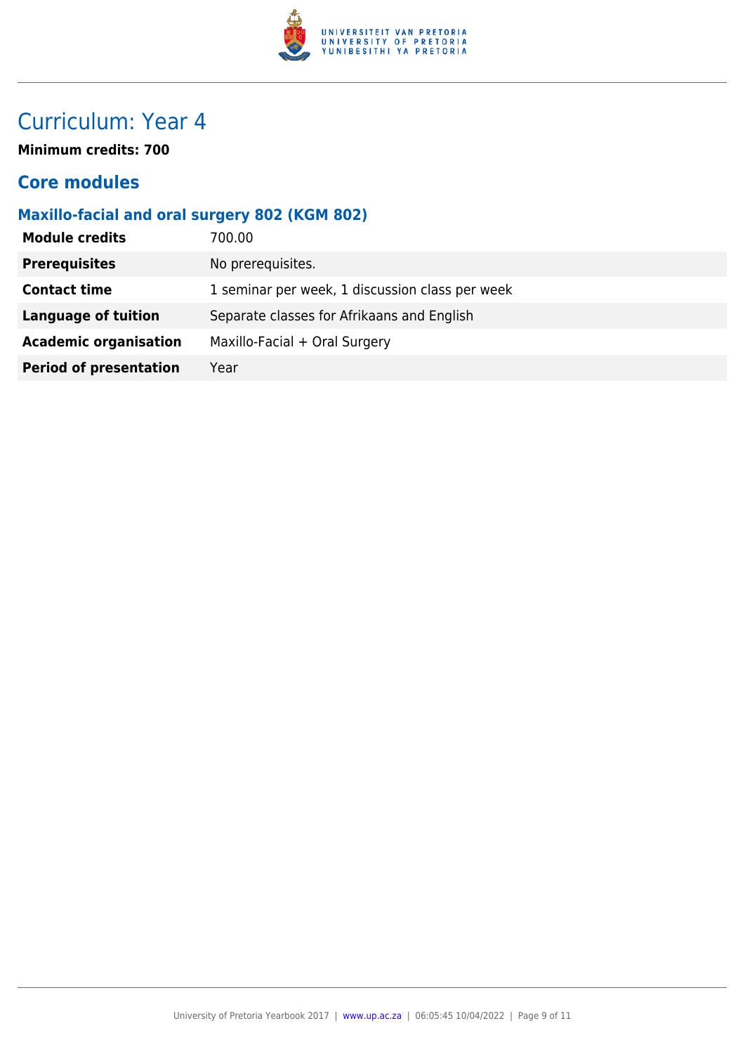# Curriculum: Year 4

**Minimum credits: 700**

## Core modules

### Maxillo-facial and oral surgery 802 (KGM 802)

| | |
|---|---|
| **Module credits** | 700.00 |
| **Prerequisites** | No prerequisites. |
| **Contact time** | 1 seminar per week, 1 discussion class per week |
| **Language of tuition** | Separate classes for Afrikaans and English |
| **Academic organisation** | Maxillo-Facial + Oral Surgery |
| **Period of presentation** | Year |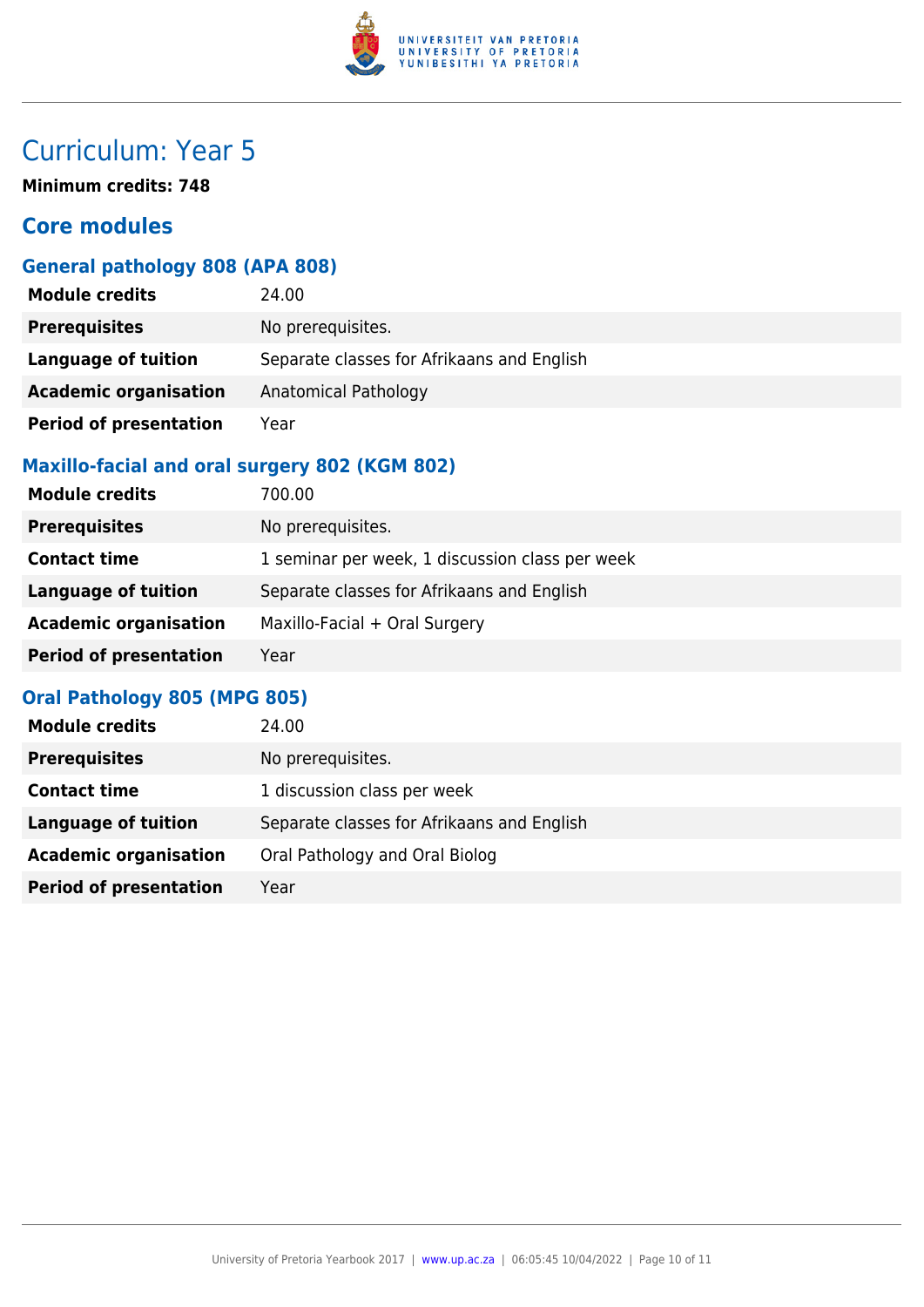# Curriculum: Year 5

**Minimum credits: 748**

## Core modules

### General pathology 808 (APA 808)

| | |
|---|---|
| **Module credits** | 24.00 |
| **Prerequisites** | No prerequisites. |
| **Language of tuition** | Separate classes for Afrikaans and English |
| **Academic organisation** | Anatomical Pathology |
| **Period of presentation** | Year |

### Maxillo-facial and oral surgery 802 (KGM 802)

| | |
|---|---|
| **Module credits** | 700.00 |
| **Prerequisites** | No prerequisites. |
| **Contact time** | 1 seminar per week, 1 discussion class per week |
| **Language of tuition** | Separate classes for Afrikaans and English |
| **Academic organisation** | Maxillo-Facial + Oral Surgery |
| **Period of presentation** | Year |

### Oral Pathology 805 (MPG 805)

| | |
|---|---|
| **Module credits** | 24.00 |
| **Prerequisites** | No prerequisites. |
| **Contact time** | 1 discussion class per week |
| **Language of tuition** | Separate classes for Afrikaans and English |
| **Academic organisation** | Oral Pathology and Oral Biolog |
| **Period of presentation** | Year |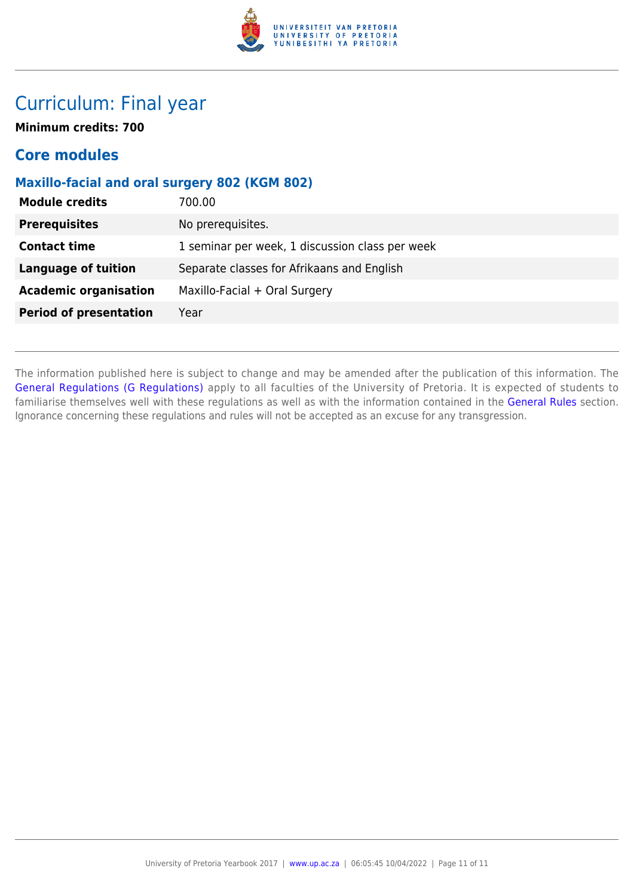# Curriculum: Final year

**Minimum credits: 700**

## Core modules

### Maxillo-facial and oral surgery 802 (KGM 802)

| | |
|---|---|
| **Module credits** | 700.00 |
| **Prerequisites** | No prerequisites. |
| **Contact time** | 1 seminar per week, 1 discussion class per week |
| **Language of tuition** | Separate classes for Afrikaans and English |
| **Academic organisation** | Maxillo-Facial + Oral Surgery |
| **Period of presentation** | Year |

The information published here is subject to change and may be amended after the publication of this information. The General Regulations (G Regulations) apply to all faculties of the University of Pretoria. It is expected of students to familiarise themselves well with these regulations as well as with the information contained in the General Rules section. Ignorance concerning these regulations and rules will not be accepted as an excuse for any transgression.